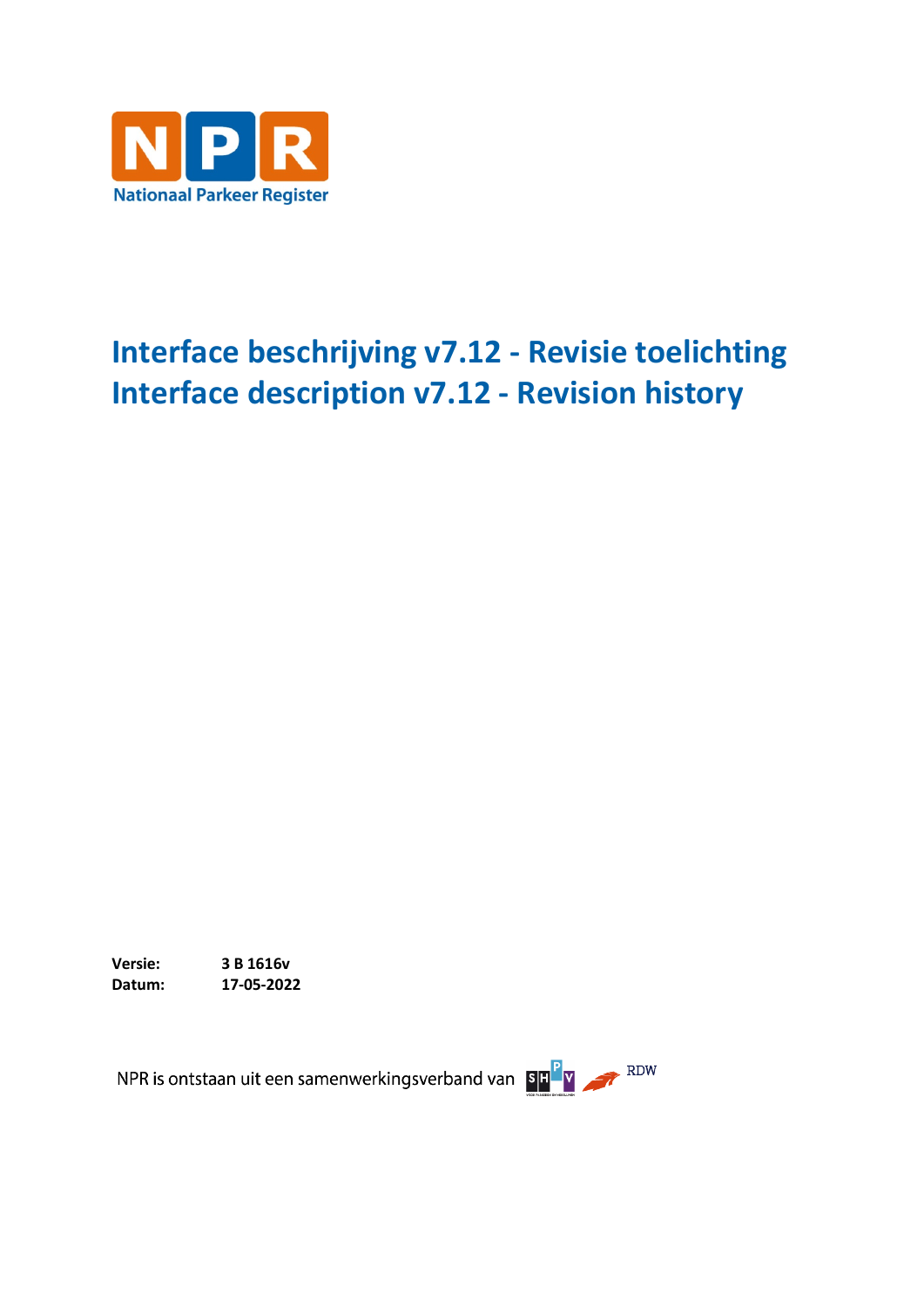NPR
Nationaal Parkeer Register

# Interface beschrijving v7.12 - Revisie toelichting
# Interface description v7.12 - Revision history

**Versie:** **3 B 1616v**
**Datum:** **17-05-2022**

NPR is ontstaan uit een samenwerkingsverband van SHPV RDW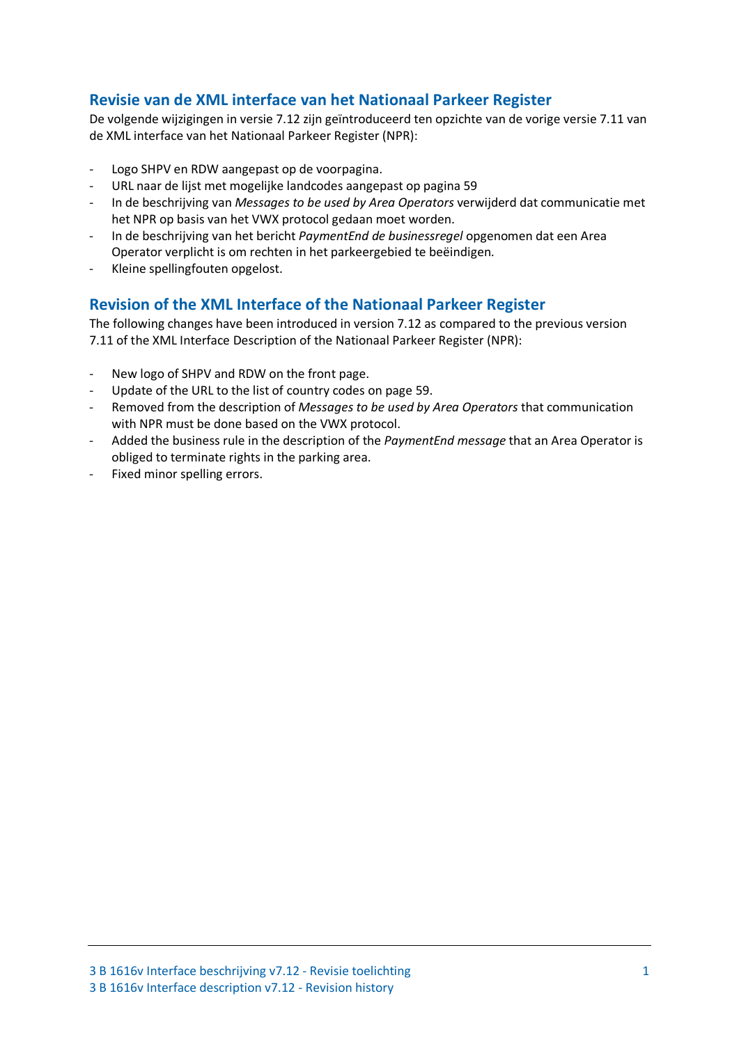## Revisie van de XML interface van het Nationaal Parkeer Register

De volgende wijzigingen in versie 7.12 zijn geïntroduceerd ten opzichte van de vorige versie 7.11 van de XML interface van het Nationaal Parkeer Register (NPR):

- Logo SHPV en RDW aangepast op de voorpagina.
- URL naar de lijst met mogelijke landcodes aangepast op pagina 59
- In de beschrijving van *Messages to be used by Area Operators* verwijderd dat communicatie met het NPR op basis van het VWX protocol gedaan moet worden.
- In de beschrijving van het bericht *PaymentEnd de businessregel* opgenomen dat een Area Operator verplicht is om rechten in het parkeergebied te beëindigen.
- Kleine spellingfouten opgelost.

## Revision of the XML Interface of the Nationaal Parkeer Register

The following changes have been introduced in version 7.12 as compared to the previous version 7.11 of the XML Interface Description of the Nationaal Parkeer Register (NPR):

- New logo of SHPV and RDW on the front page.
- Update of the URL to the list of country codes on page 59.
- Removed from the description of *Messages to be used by Area Operators* that communication with NPR must be done based on the VWX protocol.
- Added the business rule in the description of the *PaymentEnd message* that an Area Operator is obliged to terminate rights in the parking area.
- Fixed minor spelling errors.